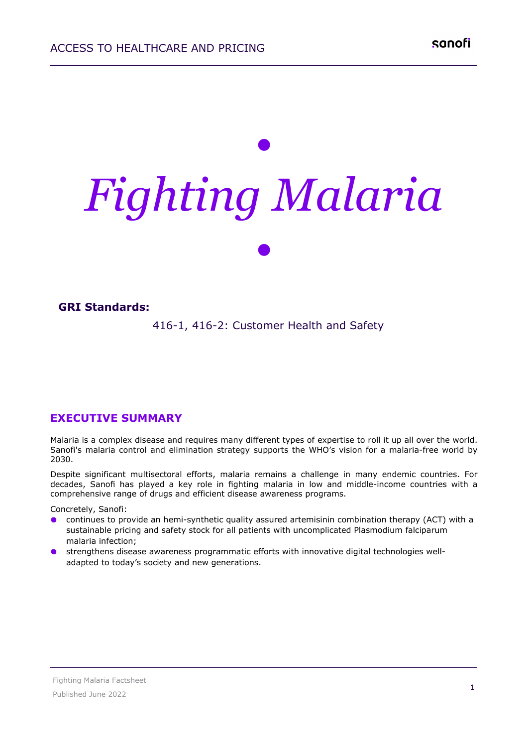# *Fighting Malaria*

**GRI Standards:**

416-1, 416-2: Customer Health and Safety

## EXECUTIVE SUMMARY

Malaria is a complex disease and requires many different types of expertise to roll it up all over the world. Sanofi's malaria control and elimination strategy supports the WHO's vision for a malaria-free world by 2030.

Despite significant multisectoral efforts, malaria remains a challenge in many endemic countries. For decades, Sanofi has played a key role in fighting malaria in low and middle-income countries with a comprehensive range of drugs and efficient disease awareness programs.

Concretely, Sanofi:

- continues to provide an hemi-synthetic quality assured artemisinin combination therapy (ACT) with a sustainable pricing and safety stock for all patients with uncomplicated Plasmodium falciparum malaria infection;
- strengthens disease awareness programmatic efforts with innovative digital technologies well-adapted to today's society and new generations.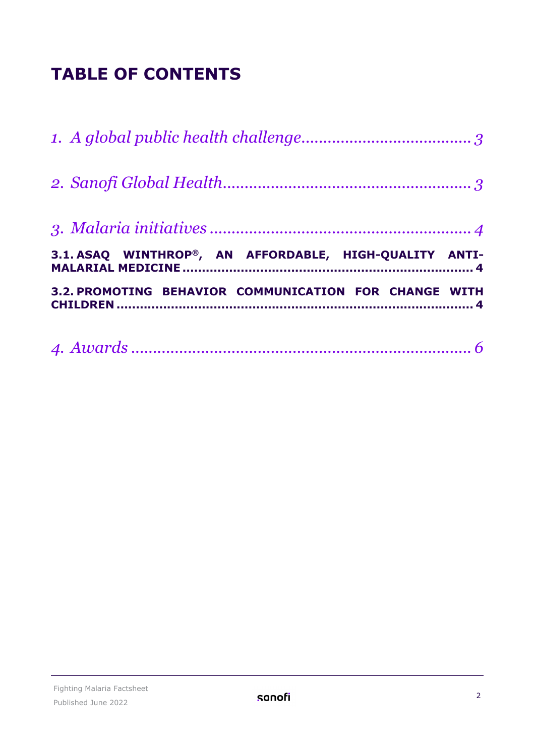# TABLE OF CONTENTS

*1. A global public health challenge ...................................... 3*

*2. Sanofi Global Health ........................................................ 3*

*3. Malaria initiatives ............................................................. 4*

**3.1. ASAQ WINTHROP®, AN AFFORDABLE, HIGH-QUALITY ANTI-MALARIAL MEDICINE ........................................................................ 4**

**3.2. PROMOTING BEHAVIOR COMMUNICATION FOR CHANGE WITH CHILDREN ................................................................................ 4**

*4. Awards ................................................................................ 6*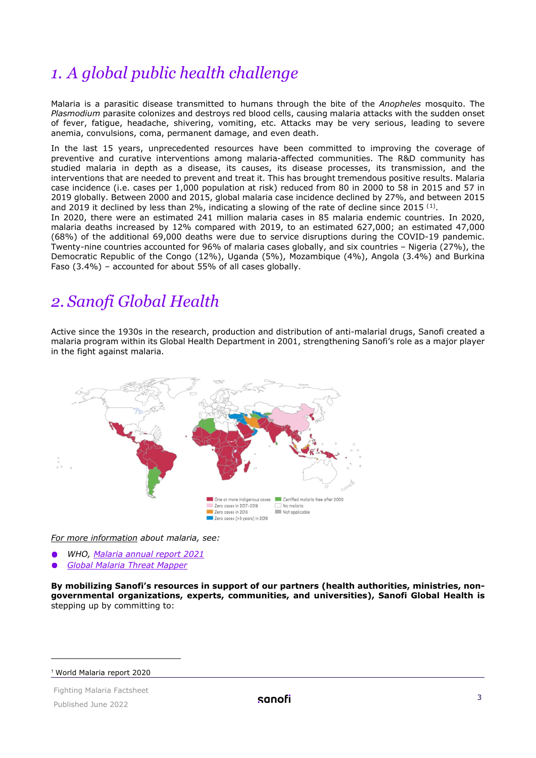# 1. A global public health challenge

Malaria is a parasitic disease transmitted to humans through the bite of the *Anopheles* mosquito. The *Plasmodium* parasite colonizes and destroys red blood cells, causing malaria attacks with the sudden onset of fever, fatigue, headache, shivering, vomiting, etc. Attacks may be very serious, leading to severe anemia, convulsions, coma, permanent damage, and even death.

In the last 15 years, unprecedented resources have been committed to improving the coverage of preventive and curative interventions among malaria-affected communities. The R&D community has studied malaria in depth as a disease, its causes, its disease processes, its transmission, and the interventions that are needed to prevent and treat it. This has brought tremendous positive results. Malaria case incidence (i.e. cases per 1,000 population at risk) reduced from 80 in 2000 to 58 in 2015 and 57 in 2019 globally. Between 2000 and 2015, global malaria case incidence declined by 27%, and between 2015 and 2019 it declined by less than 2%, indicating a slowing of the rate of decline since 2015 [1].

In 2020, there were an estimated 241 million malaria cases in 85 malaria endemic countries. In 2020, malaria deaths increased by 12% compared with 2019, to an estimated 627,000; an estimated 47,000 (68%) of the additional 69,000 deaths were due to service disruptions during the COVID-19 pandemic. Twenty-nine countries accounted for 96% of malaria cases globally, and six countries – Nigeria (27%), the Democratic Republic of the Congo (12%), Uganda (5%), Mozambique (4%), Angola (3.4%) and Burkina Faso (3.4%) – accounted for about 55% of all cases globally.

# 2. Sanofi Global Health

Active since the 1930s in the research, production and distribution of anti-malarial drugs, Sanofi created a malaria program within its Global Health Department in 2001, strengthening Sanofi's role as a major player in the fight against malaria.

One or more indigenous cases | Zero cases in 2017–2018 | Zero cases in 2018 | Zero cases (>3 years) in 2018 | Certified malaria free after 2000 | No malaria | Not applicable

*For more information* about malaria, see:

- WHO, *Malaria annual report 2021*
- *Global Malaria Threat Mapper*

**By mobilizing Sanofi's resources in support of our partners (health authorities, ministries, non-governmental organizations, experts, communities, and universities), Sanofi Global Health is** stepping up by committing to:

[1] World Malaria report 2020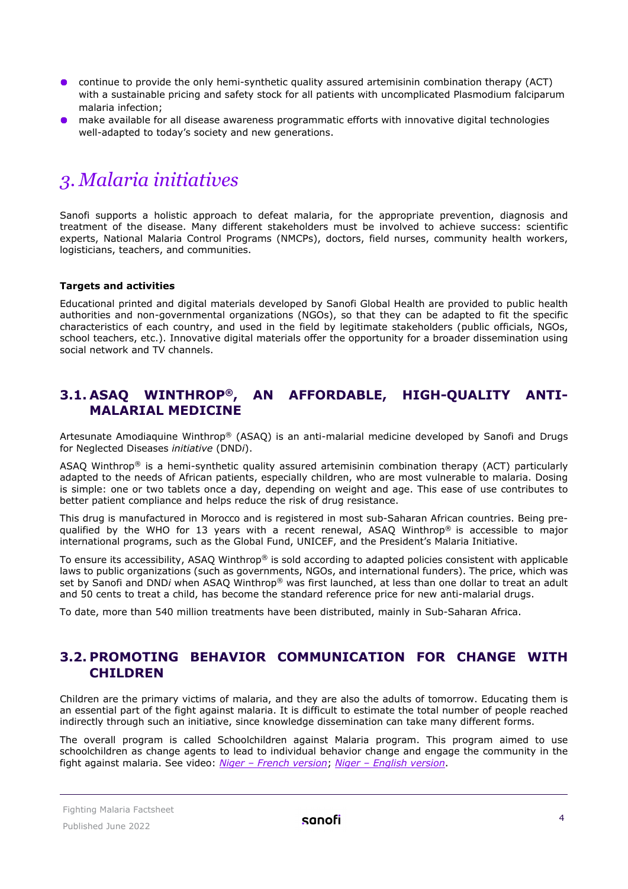- continue to provide the only hemi-synthetic quality assured artemisinin combination therapy (ACT) with a sustainable pricing and safety stock for all patients with uncomplicated Plasmodium falciparum malaria infection;
- make available for all disease awareness programmatic efforts with innovative digital technologies well-adapted to today's society and new generations.

# *3. Malaria initiatives*

Sanofi supports a holistic approach to defeat malaria, for the appropriate prevention, diagnosis and treatment of the disease. Many different stakeholders must be involved to achieve success: scientific experts, National Malaria Control Programs (NMCPs), doctors, field nurses, community health workers, logisticians, teachers, and communities.

**Targets and activities**

Educational printed and digital materials developed by Sanofi Global Health are provided to public health authorities and non-governmental organizations (NGOs), so that they can be adapted to fit the specific characteristics of each country, and used in the field by legitimate stakeholders (public officials, NGOs, school teachers, etc.). Innovative digital materials offer the opportunity for a broader dissemination using social network and TV channels.

## 3.1. ASAQ WINTHROP®, AN AFFORDABLE, HIGH-QUALITY ANTI-MALARIAL MEDICINE

Artesunate Amodiaquine Winthrop® (ASAQ) is an anti-malarial medicine developed by Sanofi and Drugs for Neglected Diseases *initiative* (DND*i*).

ASAQ Winthrop® is a hemi-synthetic quality assured artemisinin combination therapy (ACT) particularly adapted to the needs of African patients, especially children, who are most vulnerable to malaria. Dosing is simple: one or two tablets once a day, depending on weight and age. This ease of use contributes to better patient compliance and helps reduce the risk of drug resistance.

This drug is manufactured in Morocco and is registered in most sub-Saharan African countries. Being pre-qualified by the WHO for 13 years with a recent renewal, ASAQ Winthrop® is accessible to major international programs, such as the Global Fund, UNICEF, and the President's Malaria Initiative.

To ensure its accessibility, ASAQ Winthrop® is sold according to adapted policies consistent with applicable laws to public organizations (such as governments, NGOs, and international funders). The price, which was set by Sanofi and DND*i* when ASAQ Winthrop® was first launched, at less than one dollar to treat an adult and 50 cents to treat a child, has become the standard reference price for new anti-malarial drugs.

To date, more than 540 million treatments have been distributed, mainly in Sub-Saharan Africa.

## 3.2. PROMOTING BEHAVIOR COMMUNICATION FOR CHANGE WITH CHILDREN

Children are the primary victims of malaria, and they are also the adults of tomorrow. Educating them is an essential part of the fight against malaria. It is difficult to estimate the total number of people reached indirectly through such an initiative, since knowledge dissemination can take many different forms.

The overall program is called Schoolchildren against Malaria program. This program aimed to use schoolchildren as change agents to lead to individual behavior change and engage the community in the fight against malaria. See video: *Niger – French version*; *Niger – English version*.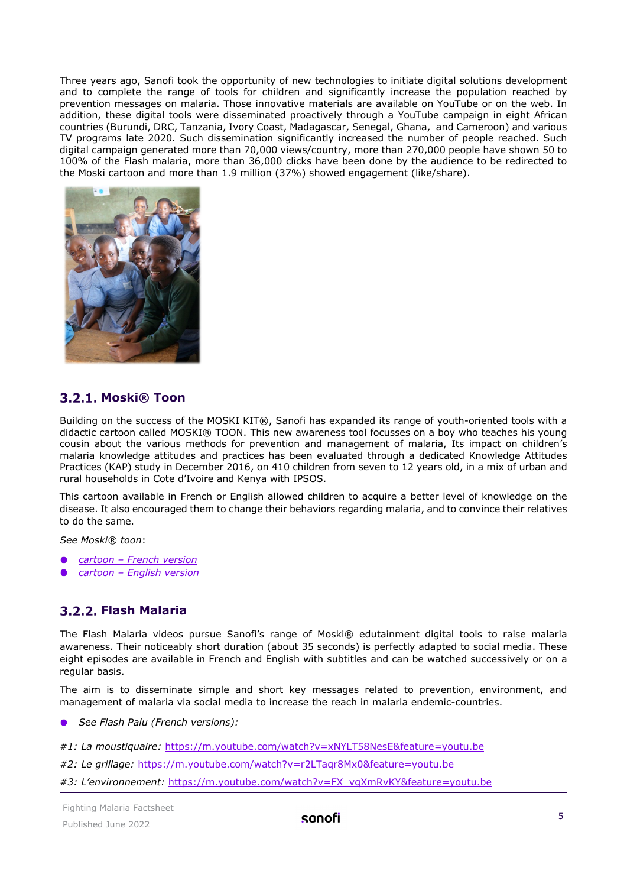Three years ago, Sanofi took the opportunity of new technologies to initiate digital solutions development and to complete the range of tools for children and significantly increase the population reached by prevention messages on malaria. Those innovative materials are available on YouTube or on the web. In addition, these digital tools were disseminated proactively through a YouTube campaign in eight African countries (Burundi, DRC, Tanzania, Ivory Coast, Madagascar, Senegal, Ghana, and Cameroon) and various TV programs late 2020. Such dissemination significantly increased the number of people reached. Such digital campaign generated more than 70,000 views/country, more than 270,000 people have shown 50 to 100% of the Flash malaria, more than 36,000 clicks have been done by the audience to be redirected to the Moski cartoon and more than 1.9 million (37%) showed engagement (like/share).

### 3.2.1. Moski® Toon

Building on the success of the MOSKI KIT®, Sanofi has expanded its range of youth-oriented tools with a didactic cartoon called MOSKI® TOON. This new awareness tool focusses on a boy who teaches his young cousin about the various methods for prevention and management of malaria, Its impact on children's malaria knowledge attitudes and practices has been evaluated through a dedicated Knowledge Attitudes Practices (KAP) study in December 2016, on 410 children from seven to 12 years old, in a mix of urban and rural households in Cote d'Ivoire and Kenya with IPSOS.

This cartoon available in French or English allowed children to acquire a better level of knowledge on the disease. It also encouraged them to change their behaviors regarding malaria, and to convince their relatives to do the same.

*See Moski® toon*:

- *cartoon – French version*
- *cartoon – English version*

### 3.2.2. Flash Malaria

The Flash Malaria videos pursue Sanofi's range of Moski® edutainment digital tools to raise malaria awareness. Their noticeably short duration (about 35 seconds) is perfectly adapted to social media. These eight episodes are available in French and English with subtitles and can be watched successively or on a regular basis.

The aim is to disseminate simple and short key messages related to prevention, environment, and management of malaria via social media to increase the reach in malaria endemic-countries.

- *See Flash Palu (French versions):*

*#1: La moustiquaire:* https://m.youtube.com/watch?v=xNYLT58NesE&feature=youtu.be

*#2: Le grillage:* https://m.youtube.com/watch?v=r2LTaqr8Mx0&feature=youtu.be

*#3: L'environnement:* https://m.youtube.com/watch?v=FX_vqXmRvKY&feature=youtu.be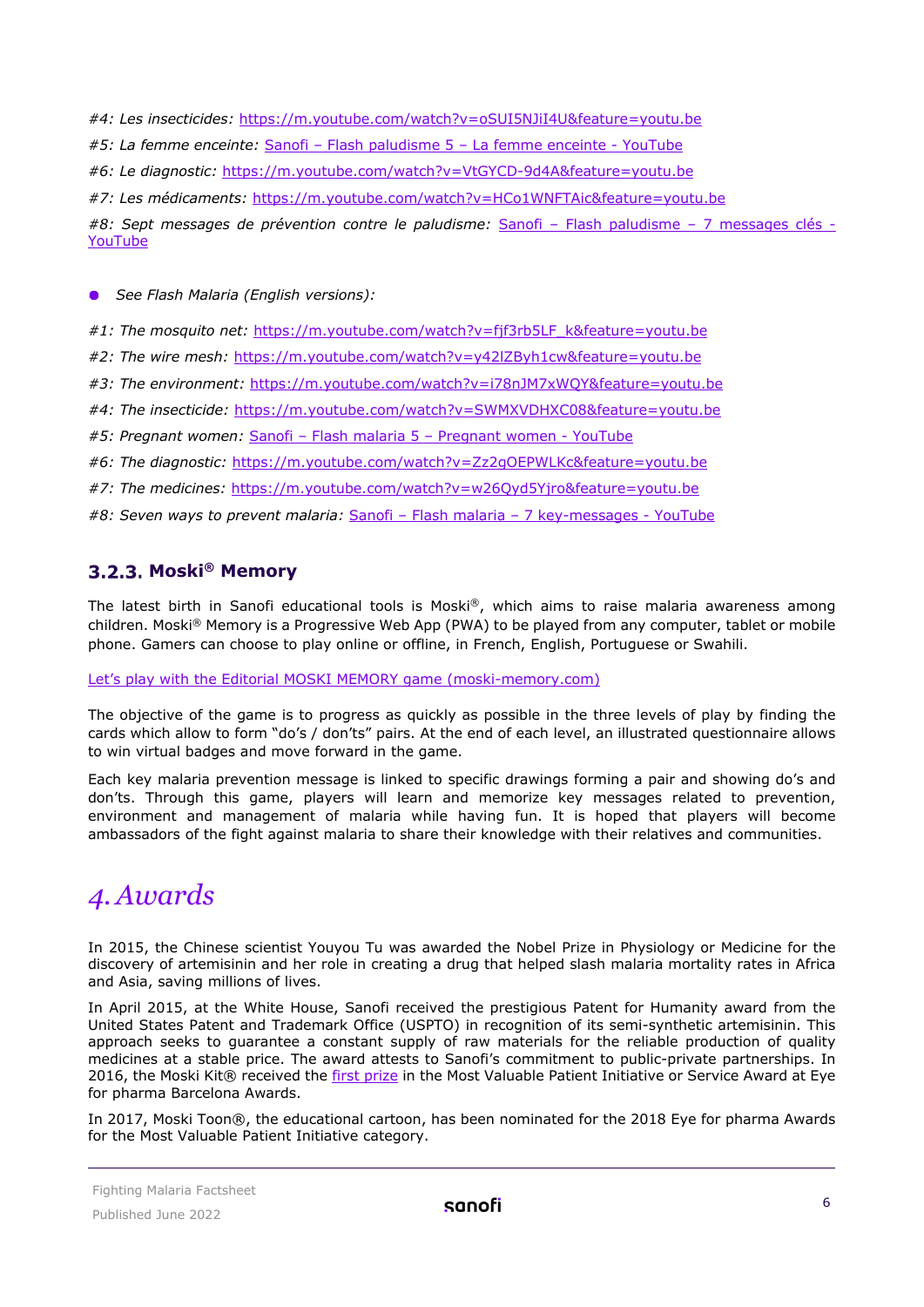*#4: Les insecticides:* https://m.youtube.com/watch?v=oSUI5NJiI4U&feature=youtu.be

*#5: La femme enceinte:* Sanofi – Flash paludisme 5 – La femme enceinte - YouTube

*#6: Le diagnostic:* https://m.youtube.com/watch?v=VtGYCD-9d4A&feature=youtu.be

*#7: Les médicaments:* https://m.youtube.com/watch?v=HCo1WNFTAic&feature=youtu.be

*#8: Sept messages de prévention contre le paludisme:* Sanofi – Flash paludisme – 7 messages clés - YouTube

- *See Flash Malaria (English versions):*

*#1: The mosquito net:* https://m.youtube.com/watch?v=fjf3rb5LF_k&feature=youtu.be

*#2: The wire mesh:* https://m.youtube.com/watch?v=y42lZByh1cw&feature=youtu.be

*#3: The environment:* https://m.youtube.com/watch?v=i78nJM7xWQY&feature=youtu.be

*#4: The insecticide:* https://m.youtube.com/watch?v=SWMXVDHXC08&feature=youtu.be

*#5: Pregnant women:* Sanofi – Flash malaria 5 – Pregnant women - YouTube

*#6: The diagnostic:* https://m.youtube.com/watch?v=Zz2gOEPWLKc&feature=youtu.be

*#7: The medicines:* https://m.youtube.com/watch?v=w26Qyd5Yjro&feature=youtu.be

*#8: Seven ways to prevent malaria:* Sanofi – Flash malaria – 7 key-messages - YouTube

### 3.2.3. Moski® Memory

The latest birth in Sanofi educational tools is Moski®, which aims to raise malaria awareness among children. Moski® Memory is a Progressive Web App (PWA) to be played from any computer, tablet or mobile phone. Gamers can choose to play online or offline, in French, English, Portuguese or Swahili.

Let's play with the Editorial MOSKI MEMORY game (moski-memory.com)

The objective of the game is to progress as quickly as possible in the three levels of play by finding the cards which allow to form "do's / don'ts" pairs. At the end of each level, an illustrated questionnaire allows to win virtual badges and move forward in the game.

Each key malaria prevention message is linked to specific drawings forming a pair and showing do's and don'ts. Through this game, players will learn and memorize key messages related to prevention, environment and management of malaria while having fun. It is hoped that players will become ambassadors of the fight against malaria to share their knowledge with their relatives and communities.

# 4. Awards

In 2015, the Chinese scientist Youyou Tu was awarded the Nobel Prize in Physiology or Medicine for the discovery of artemisinin and her role in creating a drug that helped slash malaria mortality rates in Africa and Asia, saving millions of lives.

In April 2015, at the White House, Sanofi received the prestigious Patent for Humanity award from the United States Patent and Trademark Office (USPTO) in recognition of its semi-synthetic artemisinin. This approach seeks to guarantee a constant supply of raw materials for the reliable production of quality medicines at a stable price. The award attests to Sanofi's commitment to public-private partnerships. In 2016, the Moski Kit® received the first prize in the Most Valuable Patient Initiative or Service Award at Eye for pharma Barcelona Awards.

In 2017, Moski Toon®, the educational cartoon, has been nominated for the 2018 Eye for pharma Awards for the Most Valuable Patient Initiative category.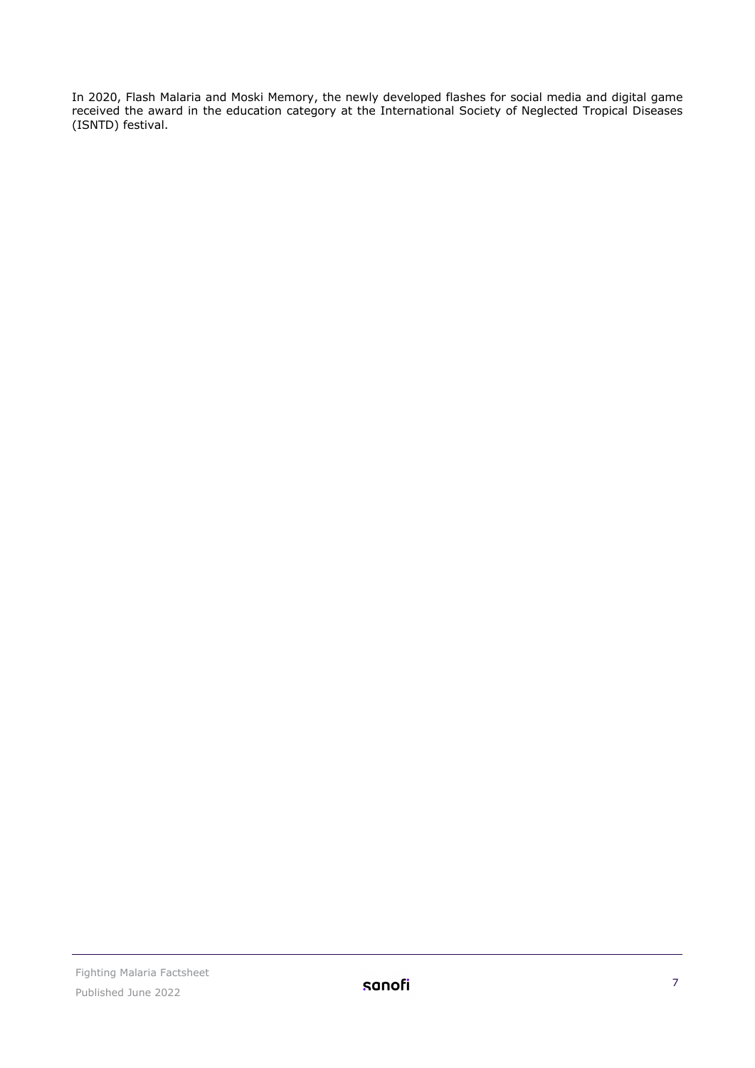In 2020, Flash Malaria and Moski Memory, the newly developed flashes for social media and digital game received the award in the education category at the International Society of Neglected Tropical Diseases (ISNTD) festival.